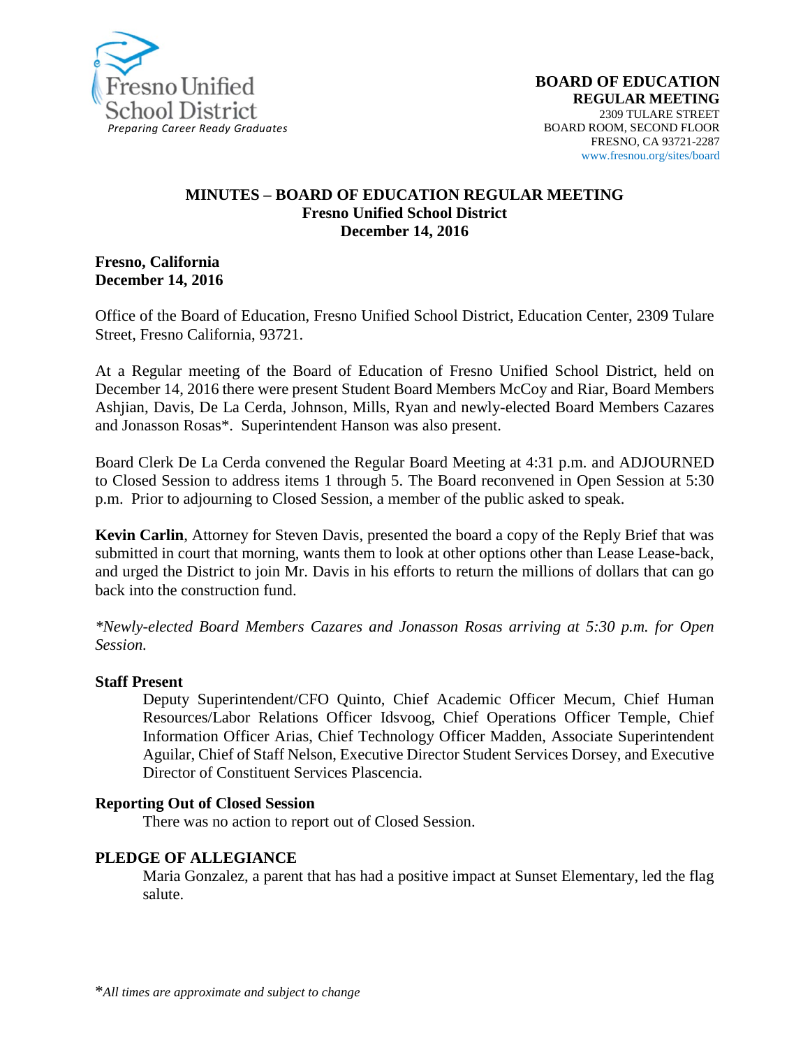Fresno Unified School District
*Preparing Career Ready Graduates*

**BOARD OF EDUCATION**
**REGULAR MEETING**
2309 TULARE STREET
BOARD ROOM, SECOND FLOOR
FRESNO, CA 93721-2287
www.fresnou.org/sites/board

**MINUTES – BOARD OF EDUCATION REGULAR MEETING**
**Fresno Unified School District**
**December 14, 2016**

**Fresno, California**
**December 14, 2016**

Office of the Board of Education, Fresno Unified School District, Education Center, 2309 Tulare Street, Fresno California, 93721.

At a Regular meeting of the Board of Education of Fresno Unified School District, held on December 14, 2016 there were present Student Board Members McCoy and Riar, Board Members Ashjian, Davis, De La Cerda, Johnson, Mills, Ryan and newly-elected Board Members Cazares and Jonasson Rosas*. Superintendent Hanson was also present.

Board Clerk De La Cerda convened the Regular Board Meeting at 4:31 p.m. and ADJOURNED to Closed Session to address items 1 through 5. The Board reconvened in Open Session at 5:30 p.m. Prior to adjourning to Closed Session, a member of the public asked to speak.

**Kevin Carlin**, Attorney for Steven Davis, presented the board a copy of the Reply Brief that was submitted in court that morning, wants them to look at other options other than Lease Lease-back, and urged the District to join Mr. Davis in his efforts to return the millions of dollars that can go back into the construction fund.

*\*Newly-elected Board Members Cazares and Jonasson Rosas arriving at 5:30 p.m. for Open Session.*

**Staff Present**

Deputy Superintendent/CFO Quinto, Chief Academic Officer Mecum, Chief Human Resources/Labor Relations Officer Idsvoog, Chief Operations Officer Temple, Chief Information Officer Arias, Chief Technology Officer Madden, Associate Superintendent Aguilar, Chief of Staff Nelson, Executive Director Student Services Dorsey, and Executive Director of Constituent Services Plascencia.

**Reporting Out of Closed Session**

There was no action to report out of Closed Session.

**PLEDGE OF ALLEGIANCE**

Maria Gonzalez, a parent that has had a positive impact at Sunset Elementary, led the flag salute.

*\*All times are approximate and subject to change*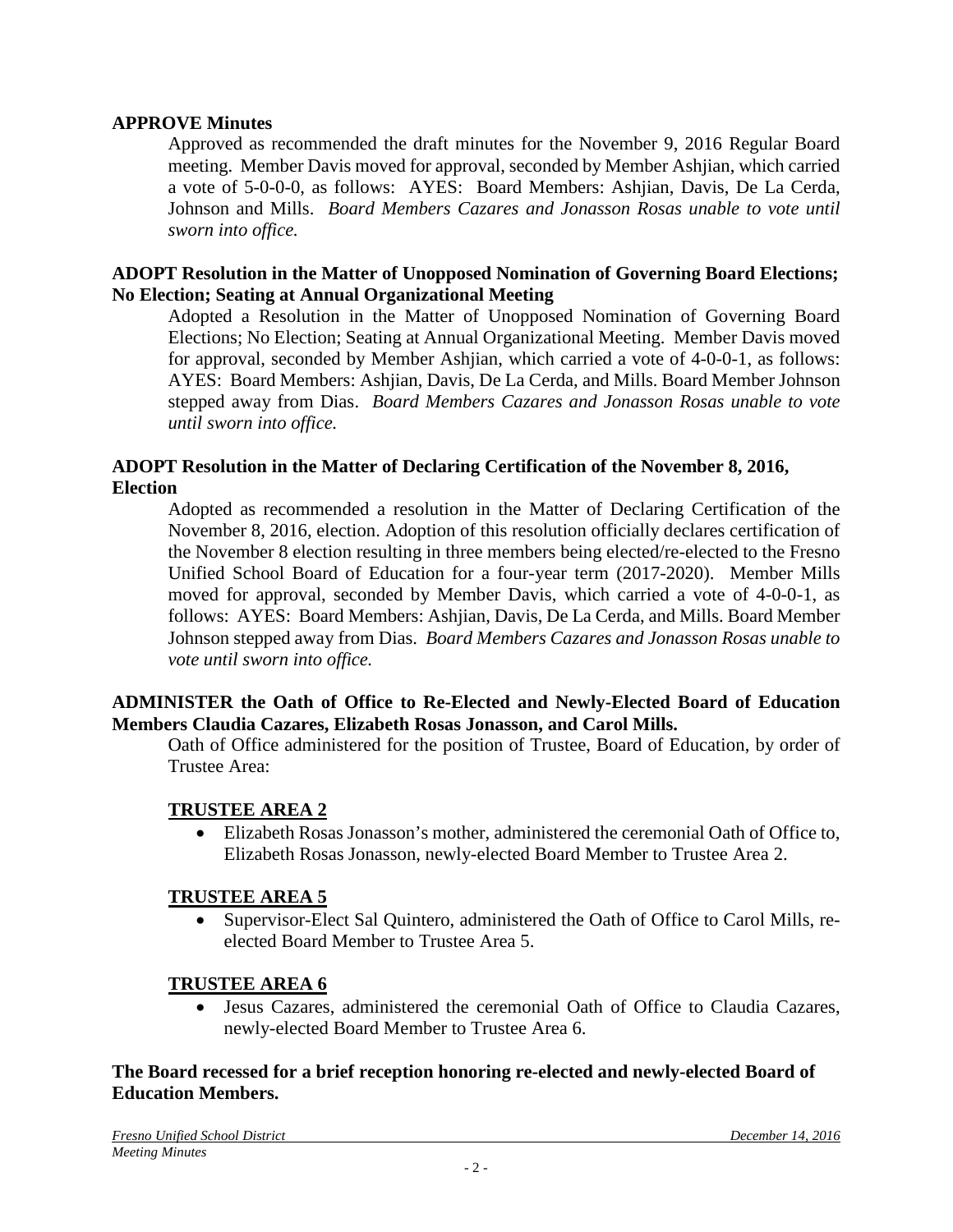**APPROVE Minutes**

Approved as recommended the draft minutes for the November 9, 2016 Regular Board meeting. Member Davis moved for approval, seconded by Member Ashjian, which carried a vote of 5-0-0-0, as follows: AYES: Board Members: Ashjian, Davis, De La Cerda, Johnson and Mills. *Board Members Cazares and Jonasson Rosas unable to vote until sworn into office.*

**ADOPT Resolution in the Matter of Unopposed Nomination of Governing Board Elections; No Election; Seating at Annual Organizational Meeting**

Adopted a Resolution in the Matter of Unopposed Nomination of Governing Board Elections; No Election; Seating at Annual Organizational Meeting. Member Davis moved for approval, seconded by Member Ashjian, which carried a vote of 4-0-0-1, as follows: AYES: Board Members: Ashjian, Davis, De La Cerda, and Mills. Board Member Johnson stepped away from Dias. *Board Members Cazares and Jonasson Rosas unable to vote until sworn into office.*

**ADOPT Resolution in the Matter of Declaring Certification of the November 8, 2016, Election**

Adopted as recommended a resolution in the Matter of Declaring Certification of the November 8, 2016, election. Adoption of this resolution officially declares certification of the November 8 election resulting in three members being elected/re-elected to the Fresno Unified School Board of Education for a four-year term (2017-2020). Member Mills moved for approval, seconded by Member Davis, which carried a vote of 4-0-0-1, as follows: AYES: Board Members: Ashjian, Davis, De La Cerda, and Mills. Board Member Johnson stepped away from Dias. *Board Members Cazares and Jonasson Rosas unable to vote until sworn into office.*

**ADMINISTER the Oath of Office to Re-Elected and Newly-Elected Board of Education Members Claudia Cazares, Elizabeth Rosas Jonasson, and Carol Mills.**

Oath of Office administered for the position of Trustee, Board of Education, by order of Trustee Area:

**TRUSTEE AREA 2**

- Elizabeth Rosas Jonasson's mother, administered the ceremonial Oath of Office to, Elizabeth Rosas Jonasson, newly-elected Board Member to Trustee Area 2.

**TRUSTEE AREA 5**

- Supervisor-Elect Sal Quintero, administered the Oath of Office to Carol Mills, re-elected Board Member to Trustee Area 5.

**TRUSTEE AREA 6**

- Jesus Cazares, administered the ceremonial Oath of Office to Claudia Cazares, newly-elected Board Member to Trustee Area 6.

**The Board recessed for a brief reception honoring re-elected and newly-elected Board of Education Members.**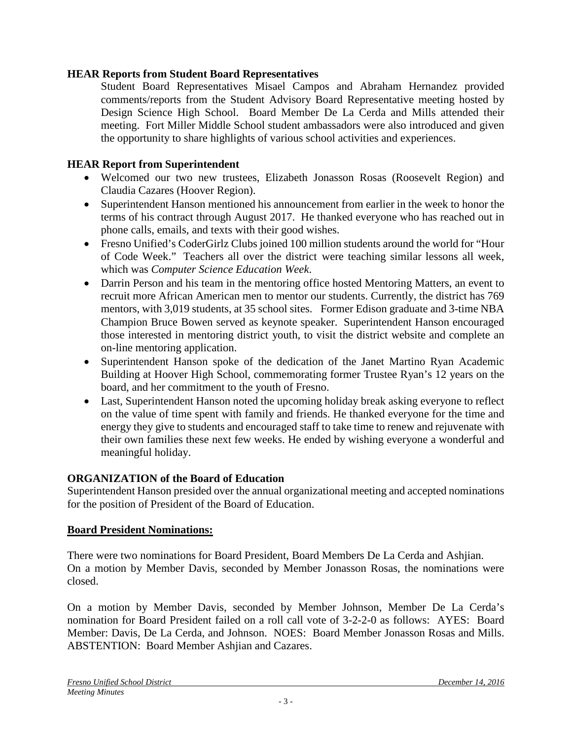**HEAR Reports from Student Board Representatives**

Student Board Representatives Misael Campos and Abraham Hernandez provided comments/reports from the Student Advisory Board Representative meeting hosted by Design Science High School. Board Member De La Cerda and Mills attended their meeting. Fort Miller Middle School student ambassadors were also introduced and given the opportunity to share highlights of various school activities and experiences.

**HEAR Report from Superintendent**

- Welcomed our two new trustees, Elizabeth Jonasson Rosas (Roosevelt Region) and Claudia Cazares (Hoover Region).
- Superintendent Hanson mentioned his announcement from earlier in the week to honor the terms of his contract through August 2017. He thanked everyone who has reached out in phone calls, emails, and texts with their good wishes.
- Fresno Unified's CoderGirlz Clubs joined 100 million students around the world for "Hour of Code Week." Teachers all over the district were teaching similar lessons all week, which was *Computer Science Education Week*.
- Darrin Person and his team in the mentoring office hosted Mentoring Matters, an event to recruit more African American men to mentor our students. Currently, the district has 769 mentors, with 3,019 students, at 35 school sites. Former Edison graduate and 3-time NBA Champion Bruce Bowen served as keynote speaker. Superintendent Hanson encouraged those interested in mentoring district youth, to visit the district website and complete an on-line mentoring application.
- Superintendent Hanson spoke of the dedication of the Janet Martino Ryan Academic Building at Hoover High School, commemorating former Trustee Ryan's 12 years on the board, and her commitment to the youth of Fresno.
- Last, Superintendent Hanson noted the upcoming holiday break asking everyone to reflect on the value of time spent with family and friends. He thanked everyone for the time and energy they give to students and encouraged staff to take time to renew and rejuvenate with their own families these next few weeks. He ended by wishing everyone a wonderful and meaningful holiday.

**ORGANIZATION of the Board of Education**

Superintendent Hanson presided over the annual organizational meeting and accepted nominations for the position of President of the Board of Education.

**Board President Nominations:**

There were two nominations for Board President, Board Members De La Cerda and Ashjian.
On a motion by Member Davis, seconded by Member Jonasson Rosas, the nominations were closed.

On a motion by Member Davis, seconded by Member Johnson, Member De La Cerda's nomination for Board President failed on a roll call vote of 3-2-2-0 as follows: AYES: Board Member: Davis, De La Cerda, and Johnson. NOES: Board Member Jonasson Rosas and Mills. ABSTENTION: Board Member Ashjian and Cazares.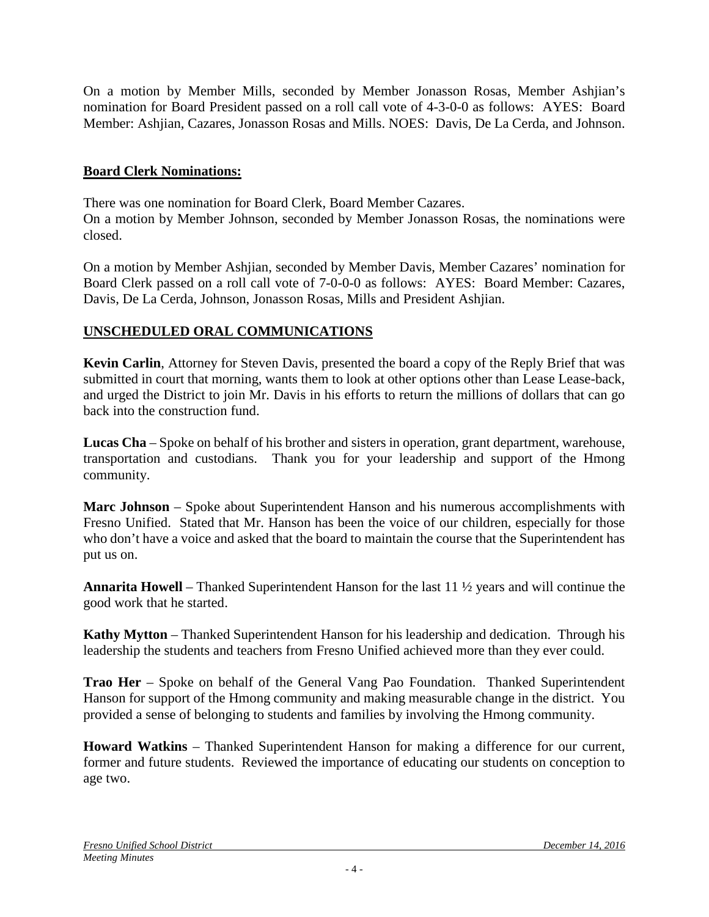On a motion by Member Mills, seconded by Member Jonasson Rosas, Member Ashjian's nomination for Board President passed on a roll call vote of 4-3-0-0 as follows: AYES: Board Member: Ashjian, Cazares, Jonasson Rosas and Mills. NOES: Davis, De La Cerda, and Johnson.

**Board Clerk Nominations:**

There was one nomination for Board Clerk, Board Member Cazares.
On a motion by Member Johnson, seconded by Member Jonasson Rosas, the nominations were closed.

On a motion by Member Ashjian, seconded by Member Davis, Member Cazares' nomination for Board Clerk passed on a roll call vote of 7-0-0-0 as follows: AYES: Board Member: Cazares, Davis, De La Cerda, Johnson, Jonasson Rosas, Mills and President Ashjian.

## UNSCHEDULED ORAL COMMUNICATIONS

**Kevin Carlin**, Attorney for Steven Davis, presented the board a copy of the Reply Brief that was submitted in court that morning, wants them to look at other options other than Lease Lease-back, and urged the District to join Mr. Davis in his efforts to return the millions of dollars that can go back into the construction fund.

**Lucas Cha** – Spoke on behalf of his brother and sisters in operation, grant department, warehouse, transportation and custodians. Thank you for your leadership and support of the Hmong community.

**Marc Johnson** – Spoke about Superintendent Hanson and his numerous accomplishments with Fresno Unified. Stated that Mr. Hanson has been the voice of our children, especially for those who don't have a voice and asked that the board to maintain the course that the Superintendent has put us on.

**Annarita Howell** – Thanked Superintendent Hanson for the last 11 ½ years and will continue the good work that he started.

**Kathy Mytton** – Thanked Superintendent Hanson for his leadership and dedication. Through his leadership the students and teachers from Fresno Unified achieved more than they ever could.

**Trao Her** – Spoke on behalf of the General Vang Pao Foundation. Thanked Superintendent Hanson for support of the Hmong community and making measurable change in the district. You provided a sense of belonging to students and families by involving the Hmong community.

**Howard Watkins** – Thanked Superintendent Hanson for making a difference for our current, former and future students. Reviewed the importance of educating our students on conception to age two.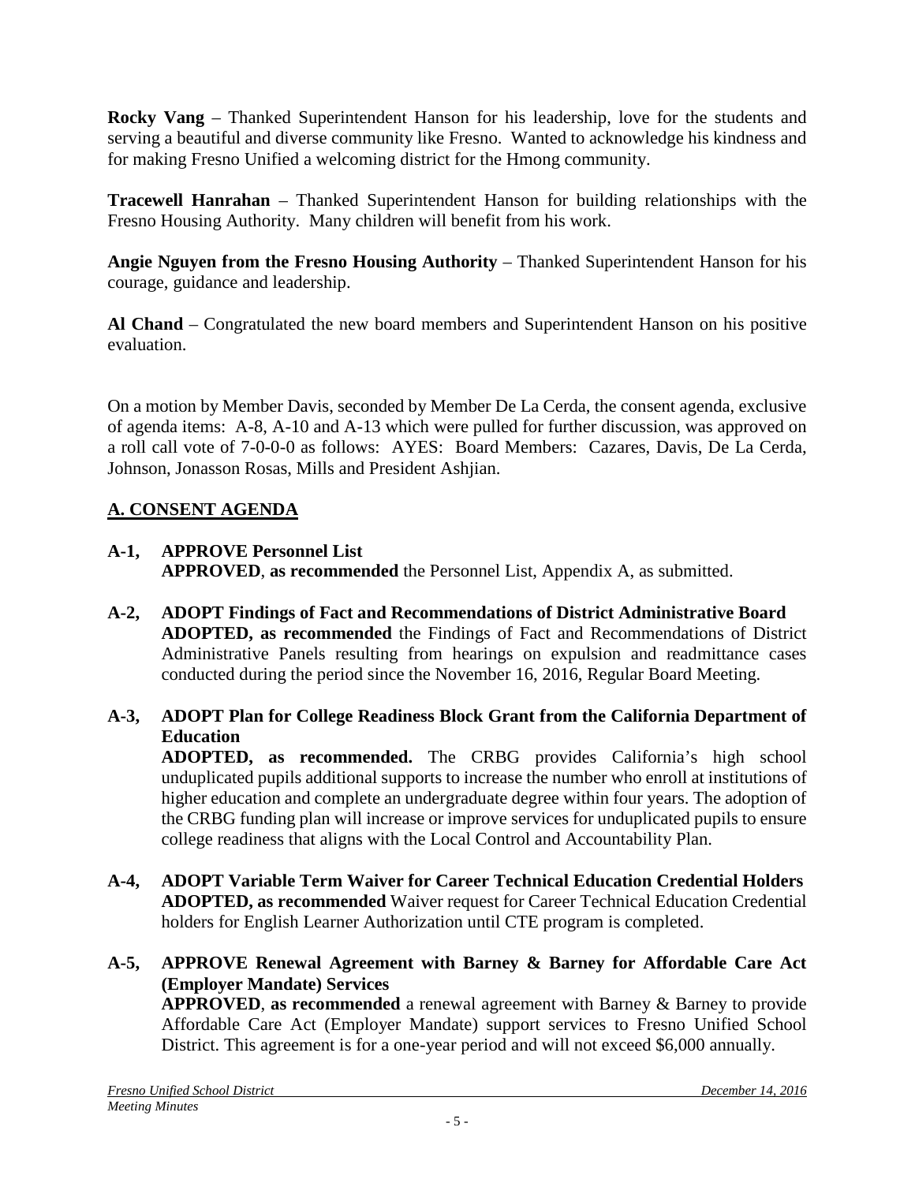**Rocky Vang** – Thanked Superintendent Hanson for his leadership, love for the students and serving a beautiful and diverse community like Fresno. Wanted to acknowledge his kindness and for making Fresno Unified a welcoming district for the Hmong community.

**Tracewell Hanrahan** – Thanked Superintendent Hanson for building relationships with the Fresno Housing Authority. Many children will benefit from his work.

**Angie Nguyen from the Fresno Housing Authority** – Thanked Superintendent Hanson for his courage, guidance and leadership.

**Al Chand** – Congratulated the new board members and Superintendent Hanson on his positive evaluation.

On a motion by Member Davis, seconded by Member De La Cerda, the consent agenda, exclusive of agenda items: A-8, A-10 and A-13 which were pulled for further discussion, was approved on a roll call vote of 7-0-0-0 as follows: AYES: Board Members: Cazares, Davis, De La Cerda, Johnson, Jonasson Rosas, Mills and President Ashjian.

## A. CONSENT AGENDA

**A-1, APPROVE Personnel List**
**APPROVED**, **as recommended** the Personnel List, Appendix A, as submitted.

**A-2, ADOPT Findings of Fact and Recommendations of District Administrative Board**
**ADOPTED, as recommended** the Findings of Fact and Recommendations of District Administrative Panels resulting from hearings on expulsion and readmittance cases conducted during the period since the November 16, 2016, Regular Board Meeting.

**A-3, ADOPT Plan for College Readiness Block Grant from the California Department of Education**
**ADOPTED, as recommended.** The CRBG provides California's high school unduplicated pupils additional supports to increase the number who enroll at institutions of higher education and complete an undergraduate degree within four years. The adoption of the CRBG funding plan will increase or improve services for unduplicated pupils to ensure college readiness that aligns with the Local Control and Accountability Plan.

**A-4, ADOPT Variable Term Waiver for Career Technical Education Credential Holders**
**ADOPTED, as recommended** Waiver request for Career Technical Education Credential holders for English Learner Authorization until CTE program is completed.

**A-5, APPROVE Renewal Agreement with Barney & Barney for Affordable Care Act (Employer Mandate) Services**
**APPROVED**, **as recommended** a renewal agreement with Barney & Barney to provide Affordable Care Act (Employer Mandate) support services to Fresno Unified School District. This agreement is for a one-year period and will not exceed $6,000 annually.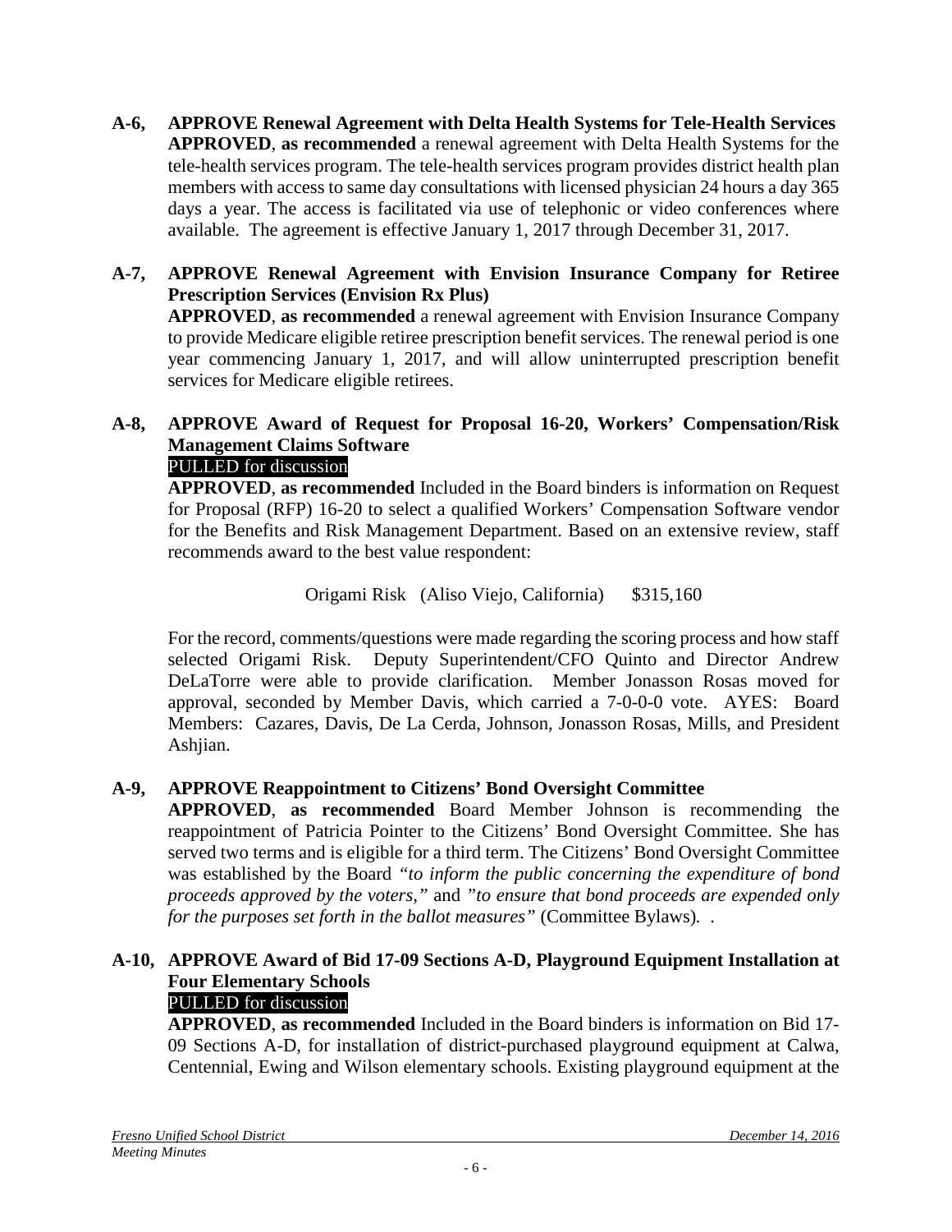**A-6, APPROVE Renewal Agreement with Delta Health Systems for Tele-Health Services**
**APPROVED**, **as recommended** a renewal agreement with Delta Health Systems for the tele-health services program. The tele-health services program provides district health plan members with access to same day consultations with licensed physician 24 hours a day 365 days a year. The access is facilitated via use of telephonic or video conferences where available. The agreement is effective January 1, 2017 through December 31, 2017.

**A-7, APPROVE Renewal Agreement with Envision Insurance Company for Retiree Prescription Services (Envision Rx Plus)**
**APPROVED**, **as recommended** a renewal agreement with Envision Insurance Company to provide Medicare eligible retiree prescription benefit services. The renewal period is one year commencing January 1, 2017, and will allow uninterrupted prescription benefit services for Medicare eligible retirees.

**A-8, APPROVE Award of Request for Proposal 16-20, Workers' Compensation/Risk Management Claims Software**
PULLED for discussion
**APPROVED**, **as recommended** Included in the Board binders is information on Request for Proposal (RFP) 16-20 to select a qualified Workers' Compensation Software vendor for the Benefits and Risk Management Department. Based on an extensive review, staff recommends award to the best value respondent:

Origami Risk (Aliso Viejo, California) $315,160

For the record, comments/questions were made regarding the scoring process and how staff selected Origami Risk. Deputy Superintendent/CFO Quinto and Director Andrew DeLaTorre were able to provide clarification. Member Jonasson Rosas moved for approval, seconded by Member Davis, which carried a 7-0-0-0 vote. AYES: Board Members: Cazares, Davis, De La Cerda, Johnson, Jonasson Rosas, Mills, and President Ashjian.

**A-9, APPROVE Reappointment to Citizens' Bond Oversight Committee**
**APPROVED**, **as recommended** Board Member Johnson is recommending the reappointment of Patricia Pointer to the Citizens' Bond Oversight Committee. She has served two terms and is eligible for a third term. The Citizens' Bond Oversight Committee was established by the Board *"to inform the public concerning the expenditure of bond proceeds approved by the voters,"* and *"to ensure that bond proceeds are expended only for the purposes set forth in the ballot measures"* (Committee Bylaws). .

**A-10, APPROVE Award of Bid 17-09 Sections A-D, Playground Equipment Installation at Four Elementary Schools**
PULLED for discussion
**APPROVED**, **as recommended** Included in the Board binders is information on Bid 17-09 Sections A-D, for installation of district-purchased playground equipment at Calwa, Centennial, Ewing and Wilson elementary schools. Existing playground equipment at the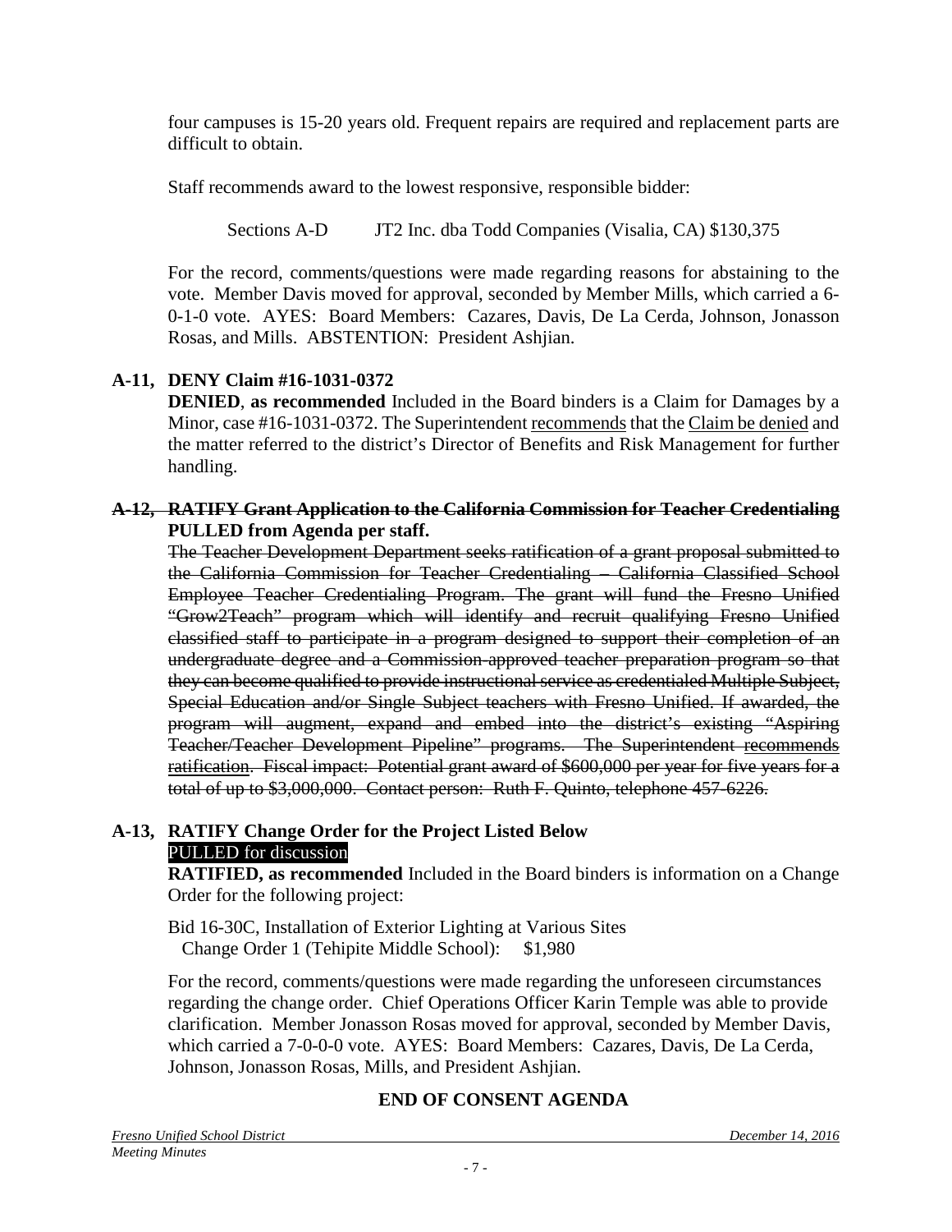four campuses is 15-20 years old. Frequent repairs are required and replacement parts are difficult to obtain.

Staff recommends award to the lowest responsive, responsible bidder:

Sections A-D    JT2 Inc. dba Todd Companies (Visalia, CA) $130,375

For the record, comments/questions were made regarding reasons for abstaining to the vote. Member Davis moved for approval, seconded by Member Mills, which carried a 6-0-1-0 vote. AYES: Board Members: Cazares, Davis, De La Cerda, Johnson, Jonasson Rosas, and Mills. ABSTENTION: President Ashjian.

**A-11, DENY Claim #16-1031-0372**

**DENIED**, **as recommended** Included in the Board binders is a Claim for Damages by a Minor, case #16-1031-0372. The Superintendent recommends that the Claim be denied and the matter referred to the district's Director of Benefits and Risk Management for further handling.

**~~A-12, RATIFY Grant Application to the California Commission for Teacher Credentialing~~**
**PULLED from Agenda per staff.**

~~The Teacher Development Department seeks ratification of a grant proposal submitted to the California Commission for Teacher Credentialing – California Classified School Employee Teacher Credentialing Program. The grant will fund the Fresno Unified "Grow2Teach" program which will identify and recruit qualifying Fresno Unified classified staff to participate in a program designed to support their completion of an undergraduate degree and a Commission-approved teacher preparation program so that they can become qualified to provide instructional service as credentialed Multiple Subject, Special Education and/or Single Subject teachers with Fresno Unified. If awarded, the program will augment, expand and embed into the district's existing "Aspiring Teacher/Teacher Development Pipeline" programs. The Superintendent recommends ratification. Fiscal impact: Potential grant award of $600,000 per year for five years for a total of up to $3,000,000. Contact person: Ruth F. Quinto, telephone 457-6226.~~

**A-13, RATIFY Change Order for the Project Listed Below**
PULLED for discussion

**RATIFIED, as recommended** Included in the Board binders is information on a Change Order for the following project:

Bid 16-30C, Installation of Exterior Lighting at Various Sites
Change Order 1 (Tehipite Middle School): $1,980

For the record, comments/questions were made regarding the unforeseen circumstances regarding the change order. Chief Operations Officer Karin Temple was able to provide clarification. Member Jonasson Rosas moved for approval, seconded by Member Davis, which carried a 7-0-0-0 vote. AYES: Board Members: Cazares, Davis, De La Cerda, Johnson, Jonasson Rosas, Mills, and President Ashjian.

**END OF CONSENT AGENDA**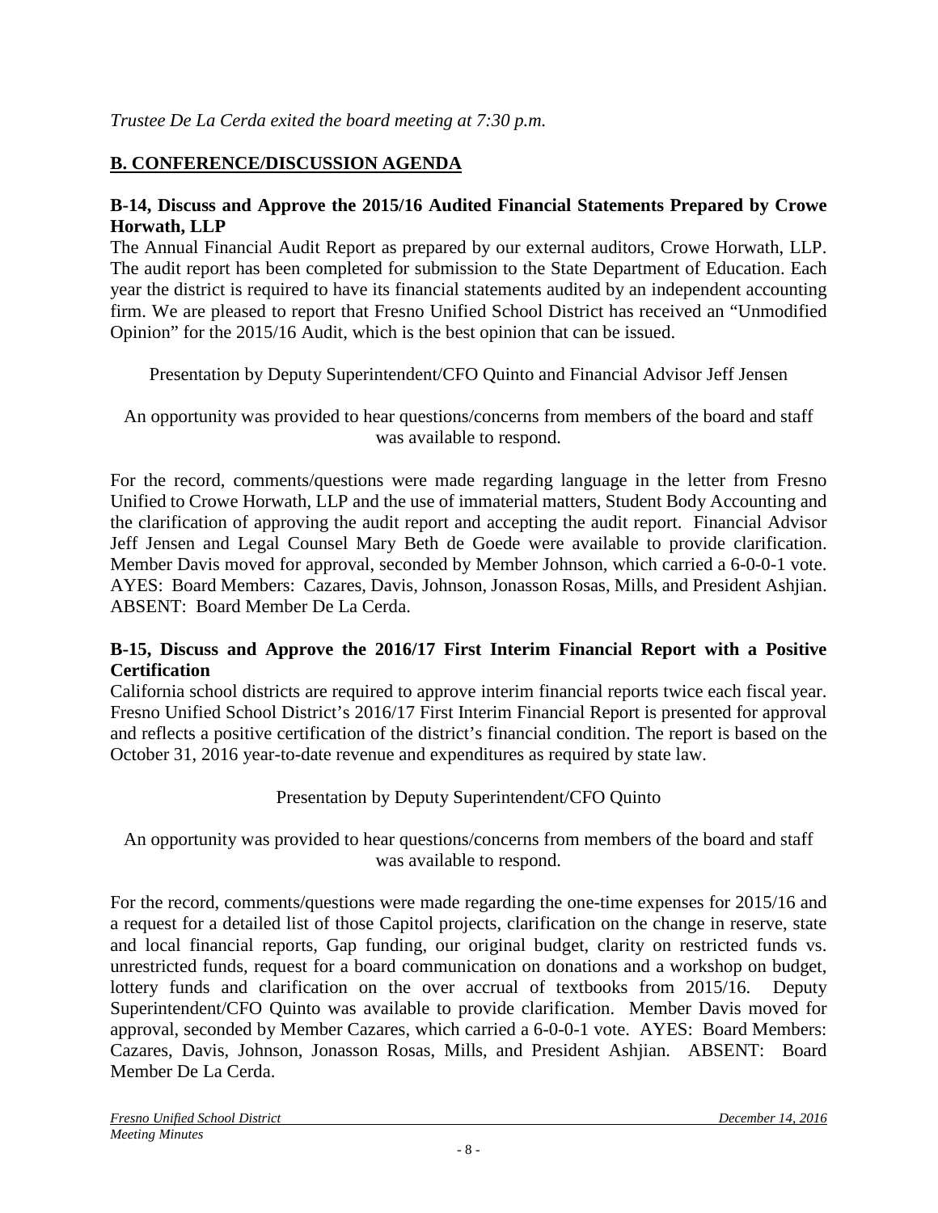*Trustee De La Cerda exited the board meeting at 7:30 p.m.*

## B. CONFERENCE/DISCUSSION AGENDA

**B-14, Discuss and Approve the 2015/16 Audited Financial Statements Prepared by Crowe Horwath, LLP**

The Annual Financial Audit Report as prepared by our external auditors, Crowe Horwath, LLP. The audit report has been completed for submission to the State Department of Education. Each year the district is required to have its financial statements audited by an independent accounting firm. We are pleased to report that Fresno Unified School District has received an "Unmodified Opinion" for the 2015/16 Audit, which is the best opinion that can be issued.

Presentation by Deputy Superintendent/CFO Quinto and Financial Advisor Jeff Jensen

An opportunity was provided to hear questions/concerns from members of the board and staff was available to respond.

For the record, comments/questions were made regarding language in the letter from Fresno Unified to Crowe Horwath, LLP and the use of immaterial matters, Student Body Accounting and the clarification of approving the audit report and accepting the audit report. Financial Advisor Jeff Jensen and Legal Counsel Mary Beth de Goede were available to provide clarification. Member Davis moved for approval, seconded by Member Johnson, which carried a 6-0-0-1 vote. AYES: Board Members: Cazares, Davis, Johnson, Jonasson Rosas, Mills, and President Ashjian. ABSENT: Board Member De La Cerda.

**B-15, Discuss and Approve the 2016/17 First Interim Financial Report with a Positive Certification**

California school districts are required to approve interim financial reports twice each fiscal year. Fresno Unified School District's 2016/17 First Interim Financial Report is presented for approval and reflects a positive certification of the district's financial condition. The report is based on the October 31, 2016 year-to-date revenue and expenditures as required by state law.

Presentation by Deputy Superintendent/CFO Quinto

An opportunity was provided to hear questions/concerns from members of the board and staff was available to respond.

For the record, comments/questions were made regarding the one-time expenses for 2015/16 and a request for a detailed list of those Capitol projects, clarification on the change in reserve, state and local financial reports, Gap funding, our original budget, clarity on restricted funds vs. unrestricted funds, request for a board communication on donations and a workshop on budget, lottery funds and clarification on the over accrual of textbooks from 2015/16. Deputy Superintendent/CFO Quinto was available to provide clarification. Member Davis moved for approval, seconded by Member Cazares, which carried a 6-0-0-1 vote. AYES: Board Members: Cazares, Davis, Johnson, Jonasson Rosas, Mills, and President Ashjian. ABSENT: Board Member De La Cerda.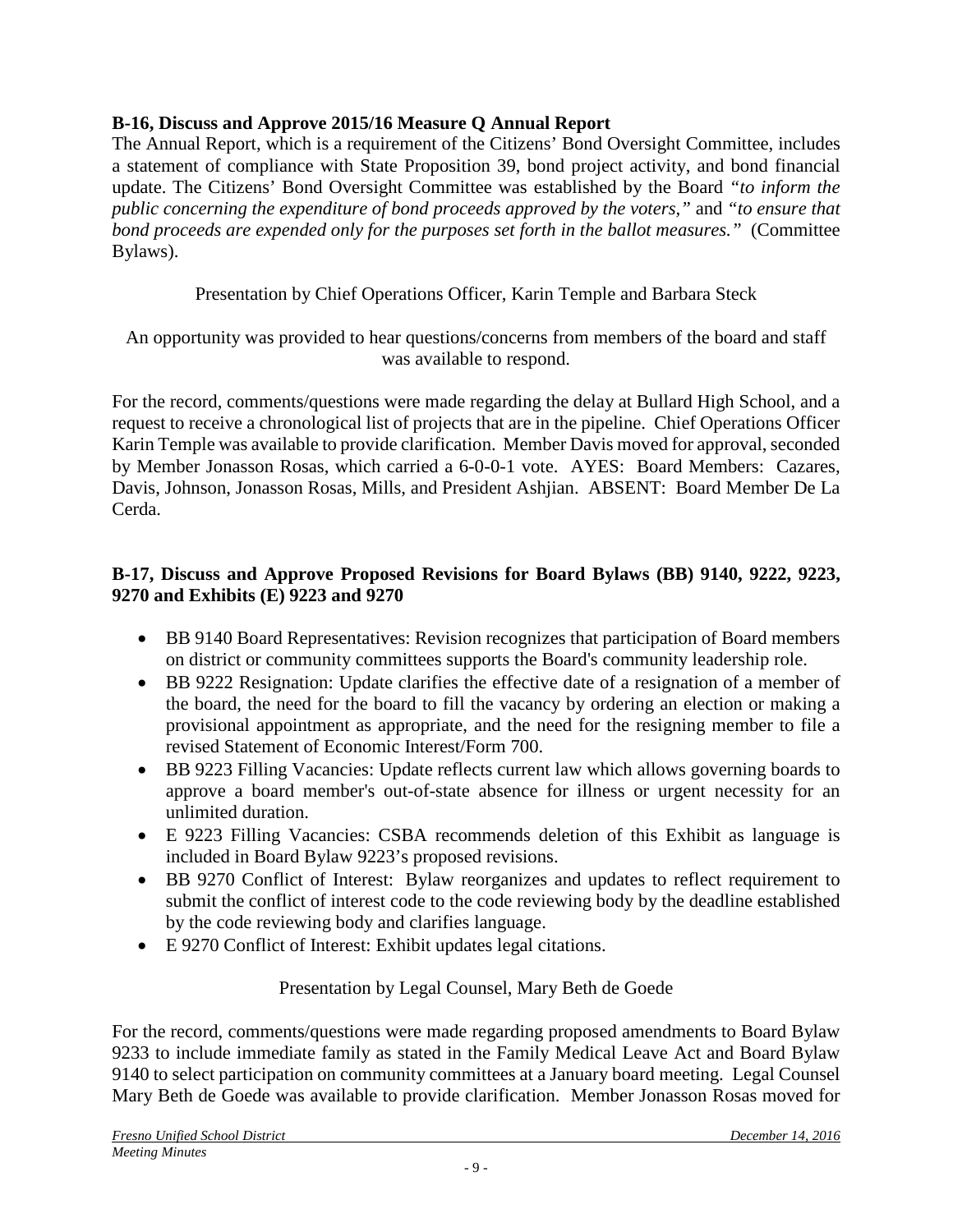**B-16, Discuss and Approve 2015/16 Measure Q Annual Report**

The Annual Report, which is a requirement of the Citizens' Bond Oversight Committee, includes a statement of compliance with State Proposition 39, bond project activity, and bond financial update. The Citizens' Bond Oversight Committee was established by the Board *"to inform the public concerning the expenditure of bond proceeds approved by the voters,"* and *"to ensure that bond proceeds are expended only for the purposes set forth in the ballot measures."* (Committee Bylaws).

Presentation by Chief Operations Officer, Karin Temple and Barbara Steck

An opportunity was provided to hear questions/concerns from members of the board and staff was available to respond.

For the record, comments/questions were made regarding the delay at Bullard High School, and a request to receive a chronological list of projects that are in the pipeline. Chief Operations Officer Karin Temple was available to provide clarification. Member Davis moved for approval, seconded by Member Jonasson Rosas, which carried a 6-0-0-1 vote. AYES: Board Members: Cazares, Davis, Johnson, Jonasson Rosas, Mills, and President Ashjian. ABSENT: Board Member De La Cerda.

**B-17, Discuss and Approve Proposed Revisions for Board Bylaws (BB) 9140, 9222, 9223, 9270 and Exhibits (E) 9223 and 9270**

- BB 9140 Board Representatives: Revision recognizes that participation of Board members on district or community committees supports the Board's community leadership role.
- BB 9222 Resignation: Update clarifies the effective date of a resignation of a member of the board, the need for the board to fill the vacancy by ordering an election or making a provisional appointment as appropriate, and the need for the resigning member to file a revised Statement of Economic Interest/Form 700.
- BB 9223 Filling Vacancies: Update reflects current law which allows governing boards to approve a board member's out-of-state absence for illness or urgent necessity for an unlimited duration.
- E 9223 Filling Vacancies: CSBA recommends deletion of this Exhibit as language is included in Board Bylaw 9223's proposed revisions.
- BB 9270 Conflict of Interest: Bylaw reorganizes and updates to reflect requirement to submit the conflict of interest code to the code reviewing body by the deadline established by the code reviewing body and clarifies language.
- E 9270 Conflict of Interest: Exhibit updates legal citations.

Presentation by Legal Counsel, Mary Beth de Goede

For the record, comments/questions were made regarding proposed amendments to Board Bylaw 9233 to include immediate family as stated in the Family Medical Leave Act and Board Bylaw 9140 to select participation on community committees at a January board meeting. Legal Counsel Mary Beth de Goede was available to provide clarification. Member Jonasson Rosas moved for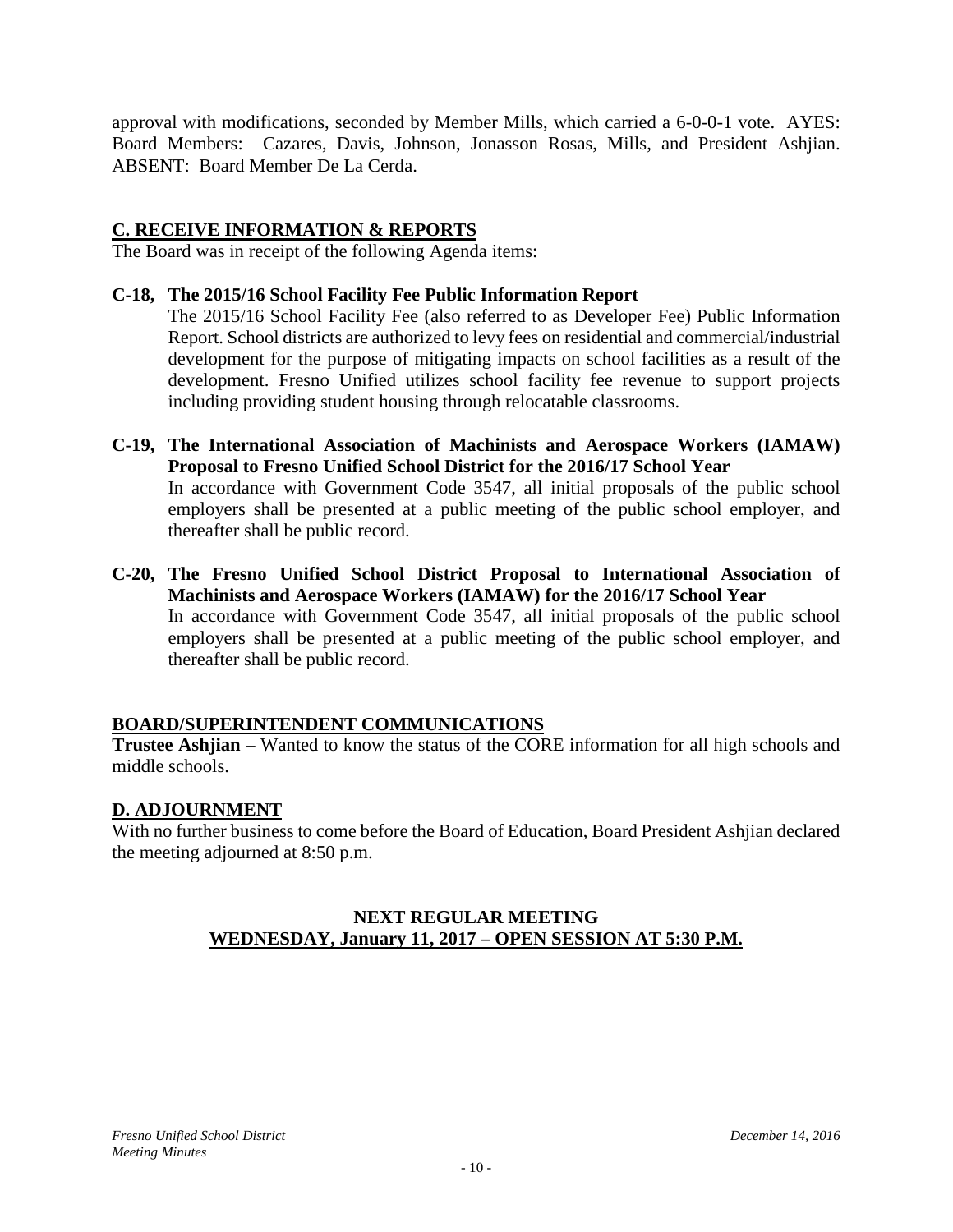approval with modifications, seconded by Member Mills, which carried a 6-0-0-1 vote. AYES: Board Members: Cazares, Davis, Johnson, Jonasson Rosas, Mills, and President Ashjian. ABSENT: Board Member De La Cerda.

## C. RECEIVE INFORMATION & REPORTS

The Board was in receipt of the following Agenda items:

**C-18, The 2015/16 School Facility Fee Public Information Report**

The 2015/16 School Facility Fee (also referred to as Developer Fee) Public Information Report. School districts are authorized to levy fees on residential and commercial/industrial development for the purpose of mitigating impacts on school facilities as a result of the development. Fresno Unified utilizes school facility fee revenue to support projects including providing student housing through relocatable classrooms.

**C-19, The International Association of Machinists and Aerospace Workers (IAMAW) Proposal to Fresno Unified School District for the 2016/17 School Year**

In accordance with Government Code 3547, all initial proposals of the public school employers shall be presented at a public meeting of the public school employer, and thereafter shall be public record.

**C-20, The Fresno Unified School District Proposal to International Association of Machinists and Aerospace Workers (IAMAW) for the 2016/17 School Year**

In accordance with Government Code 3547, all initial proposals of the public school employers shall be presented at a public meeting of the public school employer, and thereafter shall be public record.

## BOARD/SUPERINTENDENT COMMUNICATIONS

**Trustee Ashjian** – Wanted to know the status of the CORE information for all high schools and middle schools.

## D. ADJOURNMENT

With no further business to come before the Board of Education, Board President Ashjian declared the meeting adjourned at 8:50 p.m.

**NEXT REGULAR MEETING**

**WEDNESDAY, January 11, 2017 – OPEN SESSION AT 5:30 P.M.**